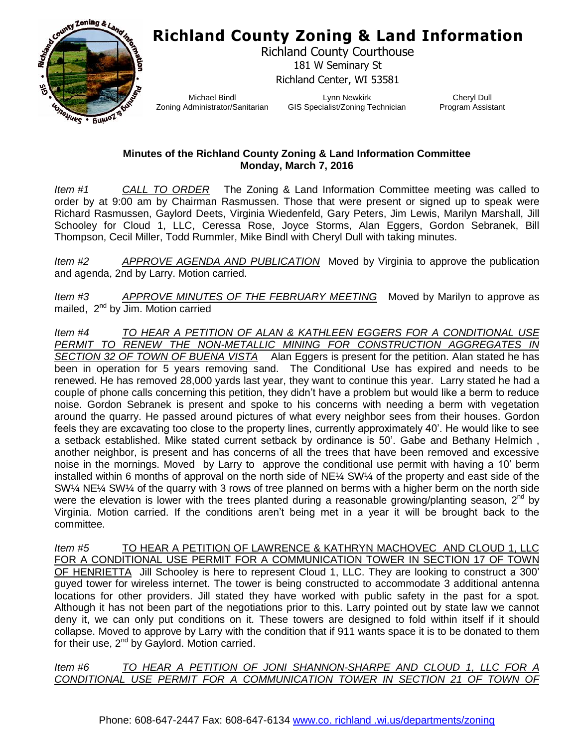# Richland County Zoning & Land Information

Richland County Courthouse
181 W Seminary St
Richland Center, WI 53581

Michael Bindl
Zoning Administrator/Sanitarian

Lynn Newkirk
GIS Specialist/Zoning Technician

Cheryl Dull
Program Assistant

**Minutes of the Richland County Zoning & Land Information Committee**
**Monday, March 7, 2016**

*Item #1* *CALL TO ORDER* The Zoning & Land Information Committee meeting was called to order by at 9:00 am by Chairman Rasmussen. Those that were present or signed up to speak were Richard Rasmussen, Gaylord Deets, Virginia Wiedenfeld, Gary Peters, Jim Lewis, Marilyn Marshall, Jill Schooley for Cloud 1, LLC, Ceressa Rose, Joyce Storms, Alan Eggers, Gordon Sebranek, Bill Thompson, Cecil Miller, Todd Rummler, Mike Bindl with Cheryl Dull with taking minutes.

*Item #2* *APPROVE AGENDA AND PUBLICATION* Moved by Virginia to approve the publication and agenda, 2nd by Larry. Motion carried.

*Item #3* *APPROVE MINUTES OF THE FEBRUARY MEETING* Moved by Marilyn to approve as mailed, 2nd by Jim. Motion carried

*Item #4* *TO HEAR A PETITION OF ALAN & KATHLEEN EGGERS FOR A CONDITIONAL USE PERMIT TO RENEW THE NON-METALLIC MINING FOR CONSTRUCTION AGGREGATES IN SECTION 32 OF TOWN OF BUENA VISTA* Alan Eggers is present for the petition. Alan stated he has been in operation for 5 years removing sand. The Conditional Use has expired and needs to be renewed. He has removed 28,000 yards last year, they want to continue this year. Larry stated he had a couple of phone calls concerning this petition, they didn't have a problem but would like a berm to reduce noise. Gordon Sebranek is present and spoke to his concerns with needing a berm with vegetation around the quarry. He passed around pictures of what every neighbor sees from their houses. Gordon feels they are excavating too close to the property lines, currently approximately 40'. He would like to see a setback established. Mike stated current setback by ordinance is 50'. Gabe and Bethany Helmich , another neighbor, is present and has concerns of all the trees that have been removed and excessive noise in the mornings. Moved by Larry to approve the conditional use permit with having a 10' berm installed within 6 months of approval on the north side of NE¼ SW¼ of the property and east side of the SW¼ NE¼ SW¼ of the quarry with 3 rows of tree planned on berms with a higher berm on the north side were the elevation is lower with the trees planted during a reasonable growing/planting season, 2nd by Virginia. Motion carried. If the conditions aren't being met in a year it will be brought back to the committee.

*Item #5* TO HEAR A PETITION OF LAWRENCE & KATHRYN MACHOVEC AND CLOUD 1, LLC FOR A CONDITIONAL USE PERMIT FOR A COMMUNICATION TOWER IN SECTION 17 OF TOWN OF HENRIETTA Jill Schooley is here to represent Cloud 1, LLC. They are looking to construct a 300' guyed tower for wireless internet. The tower is being constructed to accommodate 3 additional antenna locations for other providers. Jill stated they have worked with public safety in the past for a spot. Although it has not been part of the negotiations prior to this. Larry pointed out by state law we cannot deny it, we can only put conditions on it. These towers are designed to fold within itself if it should collapse. Moved to approve by Larry with the condition that if 911 wants space it is to be donated to them for their use, 2nd by Gaylord. Motion carried.

*Item #6* *TO HEAR A PETITION OF JONI SHANNON-SHARPE AND CLOUD 1, LLC FOR A CONDITIONAL USE PERMIT FOR A COMMUNICATION TOWER IN SECTION 21 OF TOWN OF*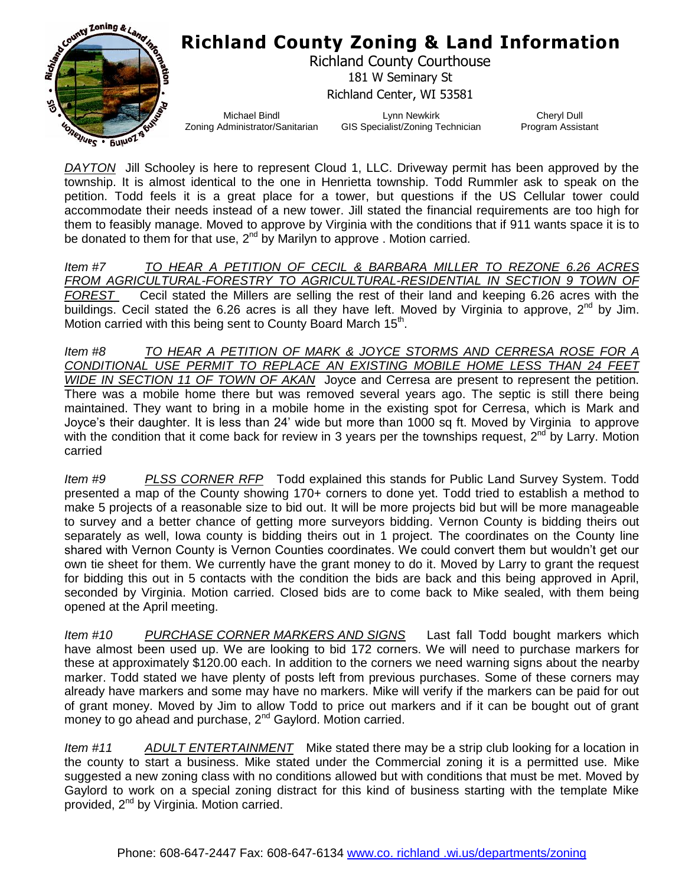# Richland County Zoning & Land Information

Richland County Courthouse
181 W Seminary St
Richland Center, WI 53581

Michael Bindl
Zoning Administrator/Sanitarian

Lynn Newkirk
GIS Specialist/Zoning Technician

Cheryl Dull
Program Assistant

*DAYTON* Jill Schooley is here to represent Cloud 1, LLC. Driveway permit has been approved by the township. It is almost identical to the one in Henrietta township. Todd Rummler ask to speak on the petition. Todd feels it is a great place for a tower, but questions if the US Cellular tower could accommodate their needs instead of a new tower. Jill stated the financial requirements are too high for them to feasibly manage. Moved to approve by Virginia with the conditions that if 911 wants space it is to be donated to them for that use, 2nd by Marilyn to approve . Motion carried.

*Item #7* *TO HEAR A PETITION OF CECIL & BARBARA MILLER TO REZONE 6.26 ACRES FROM AGRICULTURAL-FORESTRY TO AGRICULTURAL-RESIDENTIAL IN SECTION 9 TOWN OF FOREST* Cecil stated the Millers are selling the rest of their land and keeping 6.26 acres with the buildings. Cecil stated the 6.26 acres is all they have left. Moved by Virginia to approve, 2nd by Jim. Motion carried with this being sent to County Board March 15th.

*Item #8* *TO HEAR A PETITION OF MARK & JOYCE STORMS AND CERRESA ROSE FOR A CONDITIONAL USE PERMIT TO REPLACE AN EXISTING MOBILE HOME LESS THAN 24 FEET WIDE IN SECTION 11 OF TOWN OF AKAN* Joyce and Cerresa are present to represent the petition. There was a mobile home there but was removed several years ago. The septic is still there being maintained. They want to bring in a mobile home in the existing spot for Cerresa, which is Mark and Joyce's their daughter. It is less than 24' wide but more than 1000 sq ft. Moved by Virginia to approve with the condition that it come back for review in 3 years per the townships request, 2nd by Larry. Motion carried

*Item #9* *PLSS CORNER RFP* Todd explained this stands for Public Land Survey System. Todd presented a map of the County showing 170+ corners to done yet. Todd tried to establish a method to make 5 projects of a reasonable size to bid out. It will be more projects bid but will be more manageable to survey and a better chance of getting more surveyors bidding. Vernon County is bidding theirs out separately as well, Iowa county is bidding theirs out in 1 project. The coordinates on the County line shared with Vernon County is Vernon Counties coordinates. We could convert them but wouldn't get our own tie sheet for them. We currently have the grant money to do it. Moved by Larry to grant the request for bidding this out in 5 contacts with the condition the bids are back and this being approved in April, seconded by Virginia. Motion carried. Closed bids are to come back to Mike sealed, with them being opened at the April meeting.

*Item #10* *PURCHASE CORNER MARKERS AND SIGNS* Last fall Todd bought markers which have almost been used up. We are looking to bid 172 corners. We will need to purchase markers for these at approximately $120.00 each. In addition to the corners we need warning signs about the nearby marker. Todd stated we have plenty of posts left from previous purchases. Some of these corners may already have markers and some may have no markers. Mike will verify if the markers can be paid for out of grant money. Moved by Jim to allow Todd to price out markers and if it can be bought out of grant money to go ahead and purchase, 2nd Gaylord. Motion carried.

*Item #11* *ADULT ENTERTAINMENT* Mike stated there may be a strip club looking for a location in the county to start a business. Mike stated under the Commercial zoning it is a permitted use. Mike suggested a new zoning class with no conditions allowed but with conditions that must be met. Moved by Gaylord to work on a special zoning distract for this kind of business starting with the template Mike provided, 2nd by Virginia. Motion carried.

Phone: 608-647-2447 Fax: 608-647-6134 www.co. richland .wi.us/departments/zoning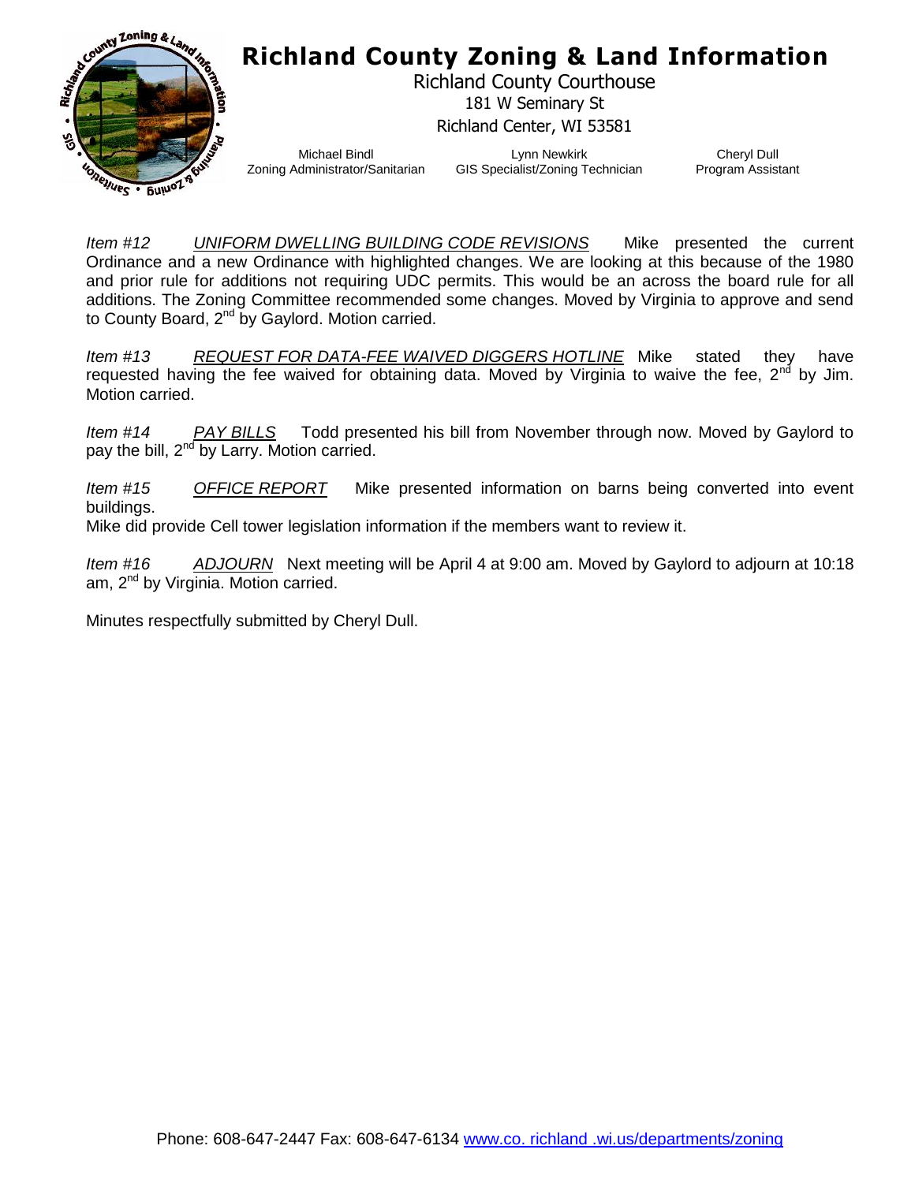# Richland County Zoning & Land Information

Richland County Courthouse
181 W Seminary St
Richland Center, WI 53581

Michael Bindl
Zoning Administrator/Sanitarian

Lynn Newkirk
GIS Specialist/Zoning Technician

Cheryl Dull
Program Assistant

*Item #12* <u>*UNIFORM DWELLING BUILDING CODE REVISIONS*</u> Mike presented the current Ordinance and a new Ordinance with highlighted changes. We are looking at this because of the 1980 and prior rule for additions not requiring UDC permits. This would be an across the board rule for all additions. The Zoning Committee recommended some changes. Moved by Virginia to approve and send to County Board, 2nd by Gaylord. Motion carried.

*Item #13* <u>*REQUEST FOR DATA-FEE WAIVED DIGGERS HOTLINE*</u> Mike stated they have requested having the fee waived for obtaining data. Moved by Virginia to waive the fee, 2nd by Jim. Motion carried.

*Item #14* <u>*PAY BILLS*</u> Todd presented his bill from November through now. Moved by Gaylord to pay the bill, 2nd by Larry. Motion carried.

*Item #15* <u>*OFFICE REPORT*</u> Mike presented information on barns being converted into event buildings.
Mike did provide Cell tower legislation information if the members want to review it.

*Item #16* <u>*ADJOURN*</u> Next meeting will be April 4 at 9:00 am. Moved by Gaylord to adjourn at 10:18 am, 2nd by Virginia. Motion carried.

Minutes respectfully submitted by Cheryl Dull.

Phone: 608-647-2447 Fax: 608-647-6134 www.co. richland .wi.us/departments/zoning